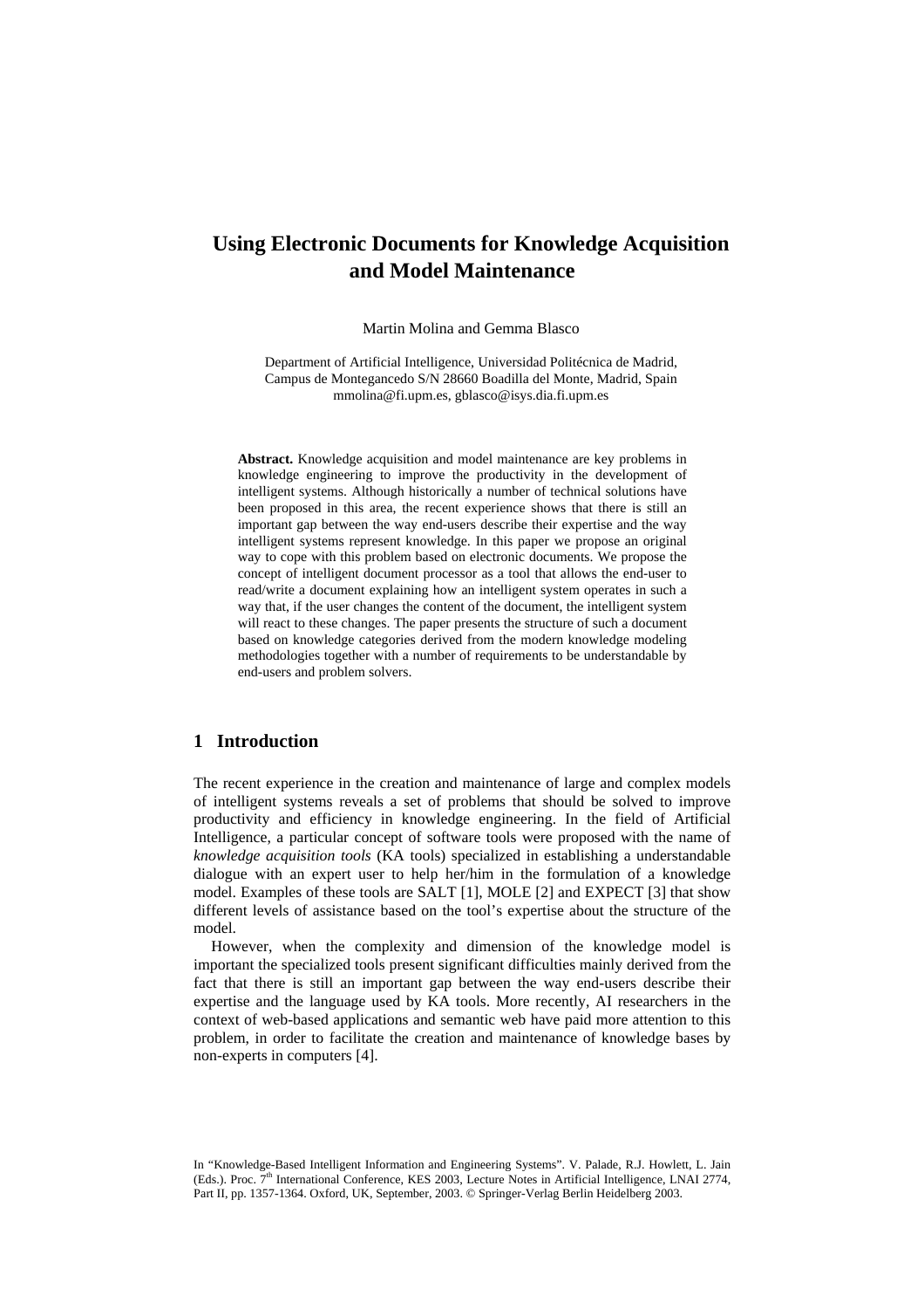# Using Electronic Documents for Knowledge Acquisition and Model Maintenance

Martin Molina and Gemma Blasco

Department of Artificial Intelligence, Universidad Politécnica de Madrid, Campus de Montegancedo S/N 28660 Boadilla del Monte, Madrid, Spain
mmolina@fi.upm.es, gblasco@isys.dia.fi.upm.es

**Abstract.** Knowledge acquisition and model maintenance are key problems in knowledge engineering to improve the productivity in the development of intelligent systems. Although historically a number of technical solutions have been proposed in this area, the recent experience shows that there is still an important gap between the way end-users describe their expertise and the way intelligent systems represent knowledge. In this paper we propose an original way to cope with this problem based on electronic documents. We propose the concept of intelligent document processor as a tool that allows the end-user to read/write a document explaining how an intelligent system operates in such a way that, if the user changes the content of the document, the intelligent system will react to these changes. The paper presents the structure of such a document based on knowledge categories derived from the modern knowledge modeling methodologies together with a number of requirements to be understandable by end-users and problem solvers.

## 1 Introduction

The recent experience in the creation and maintenance of large and complex models of intelligent systems reveals a set of problems that should be solved to improve productivity and efficiency in knowledge engineering. In the field of Artificial Intelligence, a particular concept of software tools were proposed with the name of *knowledge acquisition tools* (KA tools) specialized in establishing a understandable dialogue with an expert user to help her/him in the formulation of a knowledge model. Examples of these tools are SALT [1], MOLE [2] and EXPECT [3] that show different levels of assistance based on the tool's expertise about the structure of the model.

However, when the complexity and dimension of the knowledge model is important the specialized tools present significant difficulties mainly derived from the fact that there is still an important gap between the way end-users describe their expertise and the language used by KA tools. More recently, AI researchers in the context of web-based applications and semantic web have paid more attention to this problem, in order to facilitate the creation and maintenance of knowledge bases by non-experts in computers [4].

In "Knowledge-Based Intelligent Information and Engineering Systems". V. Palade, R.J. Howlett, L. Jain (Eds.). Proc. 7th International Conference, KES 2003, Lecture Notes in Artificial Intelligence, LNAI 2774, Part II, pp. 1357-1364. Oxford, UK, September, 2003. © Springer-Verlag Berlin Heidelberg 2003.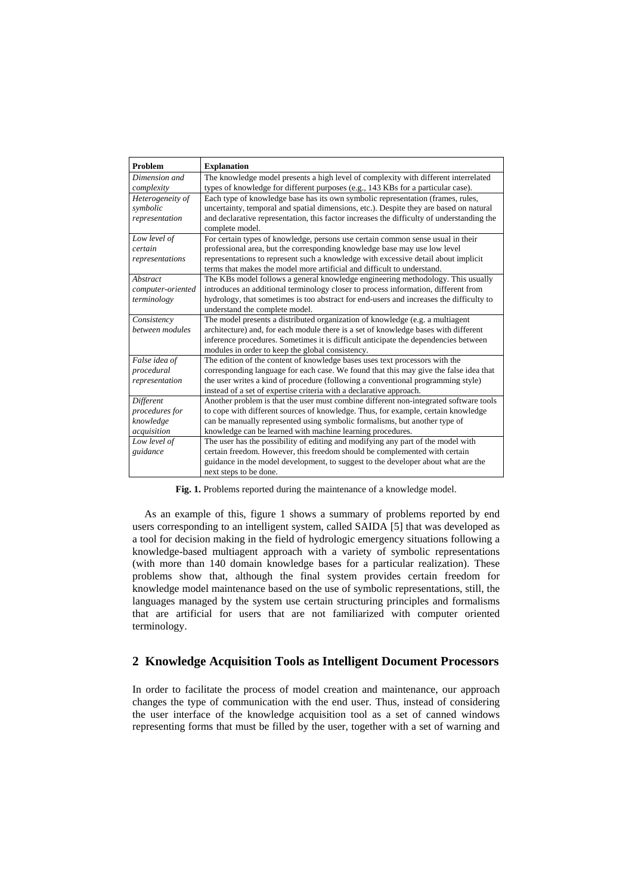| **Problem** | **Explanation** |
|---|---|
| *Dimension and complexity* | The knowledge model presents a high level of complexity with different interrelated types of knowledge for different purposes (e.g., 143 KBs for a particular case). |
| *Heterogeneity of symbolic representation* | Each type of knowledge base has its own symbolic representation (frames, rules, uncertainty, temporal and spatial dimensions, etc.). Despite they are based on natural and declarative representation, this factor increases the difficulty of understanding the complete model. |
| *Low level of certain representations* | For certain types of knowledge, persons use certain common sense usual in their professional area, but the corresponding knowledge base may use low level representations to represent such a knowledge with excessive detail about implicit terms that makes the model more artificial and difficult to understand. |
| *Abstract computer-oriented terminology* | The KBs model follows a general knowledge engineering methodology. This usually introduces an additional terminology closer to process information, different from hydrology, that sometimes is too abstract for end-users and increases the difficulty to understand the complete model. |
| *Consistency between modules* | The model presents a distributed organization of knowledge (e.g. a multiagent architecture) and, for each module there is a set of knowledge bases with different inference procedures. Sometimes it is difficult anticipate the dependencies between modules in order to keep the global consistency. |
| *False idea of procedural representation* | The edition of the content of knowledge bases uses text processors with the corresponding language for each case. We found that this may give the false idea that the user writes a kind of procedure (following a conventional programming style) instead of a set of expertise criteria with a declarative approach. |
| *Different procedures for knowledge acquisition* | Another problem is that the user must combine different non-integrated software tools to cope with different sources of knowledge. Thus, for example, certain knowledge can be manually represented using symbolic formalisms, but another type of knowledge can be learned with machine learning procedures. |
| *Low level of guidance* | The user has the possibility of editing and modifying any part of the model with certain freedom. However, this freedom should be complemented with certain guidance in the model development, to suggest to the developer about what are the next steps to be done. |

**Fig. 1.** Problems reported during the maintenance of a knowledge model.

As an example of this, figure 1 shows a summary of problems reported by end users corresponding to an intelligent system, called SAIDA [5] that was developed as a tool for decision making in the field of hydrologic emergency situations following a knowledge-based multiagent approach with a variety of symbolic representations (with more than 140 domain knowledge bases for a particular realization). These problems show that, although the final system provides certain freedom for knowledge model maintenance based on the use of symbolic representations, still, the languages managed by the system use certain structuring principles and formalisms that are artificial for users that are not familiarized with computer oriented terminology.

## 2 Knowledge Acquisition Tools as Intelligent Document Processors

In order to facilitate the process of model creation and maintenance, our approach changes the type of communication with the end user. Thus, instead of considering the user interface of the knowledge acquisition tool as a set of canned windows representing forms that must be filled by the user, together with a set of warning and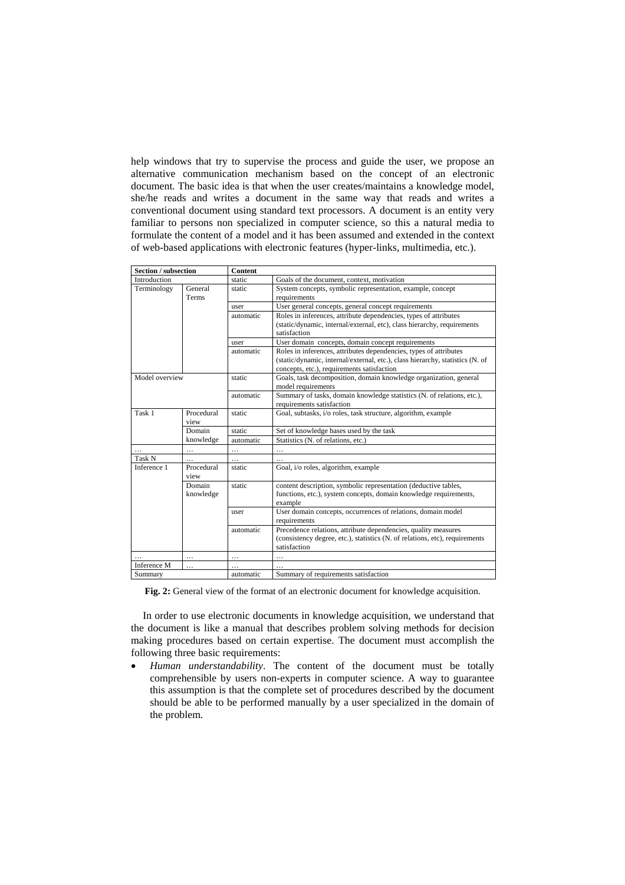help windows that try to supervise the process and guide the user, we propose an alternative communication mechanism based on the concept of an electronic document. The basic idea is that when the user creates/maintains a knowledge model, she/he reads and writes a document in the same way that reads and writes a conventional document using standard text processors. A document is an entity very familiar to persons non specialized in computer science, so this a natural media to formulate the content of a model and it has been assumed and extended in the context of web-based applications with electronic features (hyper-links, multimedia, etc.).

| **Section / subsection** | | **Content** | |
|---|---|---|---|
| Introduction | | static | Goals of the document, context, motivation |
| Terminology | General Terms | static | System concepts, symbolic representation, example, concept requirements |
| | | user | User general concepts, general concept requirements |
| | | automatic | Roles in inferences, attribute dependencies, types of attributes (static/dynamic, internal/external, etc), class hierarchy, requirements satisfaction |
| | | user | User domain concepts, domain concept requirements |
| | | automatic | Roles in inferences, attributes dependencies, types of attributes (static/dynamic, internal/external, etc.), class hierarchy, statistics (N. of concepts, etc.), requirements satisfaction |
| Model overview | | static | Goals, task decomposition, domain knowledge organization, general model requirements |
| | | automatic | Summary of tasks, domain knowledge statistics (N. of relations, etc.), requirements satisfaction |
| Task 1 | Procedural view | static | Goal, subtasks, i/o roles, task structure, algorithm, example |
| | Domain knowledge | static | Set of knowledge bases used by the task |
| | | automatic | Statistics (N. of relations, etc.) |
| … | … | … | … |
| Task N | … | … | … |
| Inference 1 | Procedural view | static | Goal, i/o roles, algorithm, example |
| | Domain knowledge | static | content description, symbolic representation (deductive tables, functions, etc.), system concepts, domain knowledge requirements, example |
| | | user | User domain concepts, occurrences of relations, domain model requirements |
| | | automatic | Precedence relations, attribute dependencies, quality measures (consistency degree, etc.), statistics (N. of relations, etc), requirements satisfaction |
| … | … | … | … |
| Inference M | … | … | … |
| Summary | | automatic | Summary of requirements satisfaction |

**Fig. 2:** General view of the format of an electronic document for knowledge acquisition.

In order to use electronic documents in knowledge acquisition, we understand that the document is like a manual that describes problem solving methods for decision making procedures based on certain expertise. The document must accomplish the following three basic requirements:

- *Human understandability*. The content of the document must be totally comprehensible by users non-experts in computer science. A way to guarantee this assumption is that the complete set of procedures described by the document should be able to be performed manually by a user specialized in the domain of the problem.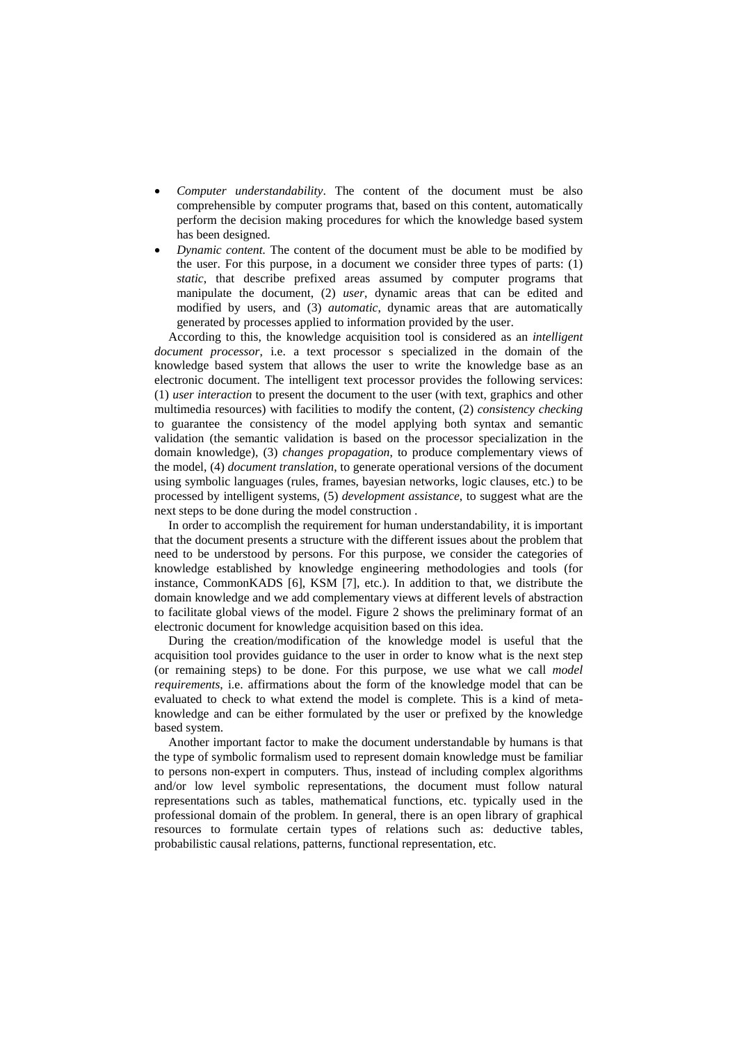- *Computer understandability*. The content of the document must be also comprehensible by computer programs that, based on this content, automatically perform the decision making procedures for which the knowledge based system has been designed.
- *Dynamic content.* The content of the document must be able to be modified by the user. For this purpose, in a document we consider three types of parts: (1) *static*, that describe prefixed areas assumed by computer programs that manipulate the document, (2) *user*, dynamic areas that can be edited and modified by users, and (3) *automatic*, dynamic areas that are automatically generated by processes applied to information provided by the user.

According to this, the knowledge acquisition tool is considered as an *intelligent document processor*, i.e. a text processor s specialized in the domain of the knowledge based system that allows the user to write the knowledge base as an electronic document. The intelligent text processor provides the following services: (1) *user interaction* to present the document to the user (with text, graphics and other multimedia resources) with facilities to modify the content, (2) *consistency checking* to guarantee the consistency of the model applying both syntax and semantic validation (the semantic validation is based on the processor specialization in the domain knowledge), (3) *changes propagation*, to produce complementary views of the model, (4) *document translation*, to generate operational versions of the document using symbolic languages (rules, frames, bayesian networks, logic clauses, etc.) to be processed by intelligent systems, (5) *development assistance*, to suggest what are the next steps to be done during the model construction .

In order to accomplish the requirement for human understandability, it is important that the document presents a structure with the different issues about the problem that need to be understood by persons. For this purpose, we consider the categories of knowledge established by knowledge engineering methodologies and tools (for instance, CommonKADS [6], KSM [7], etc.). In addition to that, we distribute the domain knowledge and we add complementary views at different levels of abstraction to facilitate global views of the model. Figure 2 shows the preliminary format of an electronic document for knowledge acquisition based on this idea.

During the creation/modification of the knowledge model is useful that the acquisition tool provides guidance to the user in order to know what is the next step (or remaining steps) to be done. For this purpose, we use what we call *model requirements*, i.e. affirmations about the form of the knowledge model that can be evaluated to check to what extend the model is complete. This is a kind of meta-knowledge and can be either formulated by the user or prefixed by the knowledge based system.

Another important factor to make the document understandable by humans is that the type of symbolic formalism used to represent domain knowledge must be familiar to persons non-expert in computers. Thus, instead of including complex algorithms and/or low level symbolic representations, the document must follow natural representations such as tables, mathematical functions, etc. typically used in the professional domain of the problem. In general, there is an open library of graphical resources to formulate certain types of relations such as: deductive tables, probabilistic causal relations, patterns, functional representation, etc.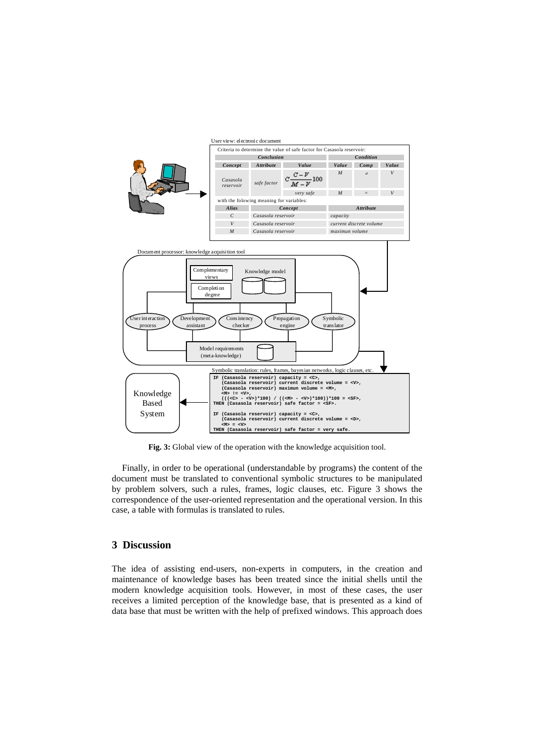User view: electronic document

Criteria to determine the value of safe factor for Casasola reservoir:

| Conclusion | | | Condition | | |
|---|---|---|---|---|---|
| *Concept* | *Attribute* | *Value* | *Value* | *Comp* | *Value* |
| *Casasola reservoir* | *safe factor* | $C\frac{C-V}{M-V}100$ | *M* | ≠ | *V* |
| | | *very safe* | *M* | = | *V* |

with the folowing meaning for variables:

| *Alias* | *Concept* | *Attribute* |
|---|---|---|
| *C* | *Casasola reservoir* | *capacity* |
| *V* | *Casasola reservoir* | *current discrete volume* |
| *M* | *Casasola reservoir* | *maximun volume* |

Document processor: knowledge acquisition tool

Complementary views | Completion degree | Knowledge model

User interaction process | Development assistant | Consistency checker | Propagation engine | Symbolic translator

Model requirements (meta-knowledge)

Symbolic translation: rules, frames, bayesian networks, logic clauses, etc.

```
IF (Casasola reservoir) capacity = <C>,
   (Casasola reservoir) current discrete volume = <V>,
   (Casasola reservoir) maximun volume = <M>,
   <M> != <V>,
   (((<C> - <V>)*100) / ((<M> - <V>)*100))*100 = <SF>,
THEN (Casasola reservoir) safe factor = <SF>.

IF (Casasola reservoir) capacity = <C>,
   (Casasola reservoir) current discrete volume = <D>,
   <M> = <V>
THEN (Casasola reservoir) safe factor = very safe.
```

Knowledge Based System

**Fig. 3:** Global view of the operation with the knowledge acquisition tool.

Finally, in order to be operational (understandable by programs) the content of the document must be translated to conventional symbolic structures to be manipulated by problem solvers, such a rules, frames, logic clauses, etc. Figure 3 shows the correspondence of the user-oriented representation and the operational version. In this case, a table with formulas is translated to rules.

## 3 Discussion

The idea of assisting end-users, non-experts in computers, in the creation and maintenance of knowledge bases has been treated since the initial shells until the modern knowledge acquisition tools. However, in most of these cases, the user receives a limited perception of the knowledge base, that is presented as a kind of data base that must be written with the help of prefixed windows. This approach does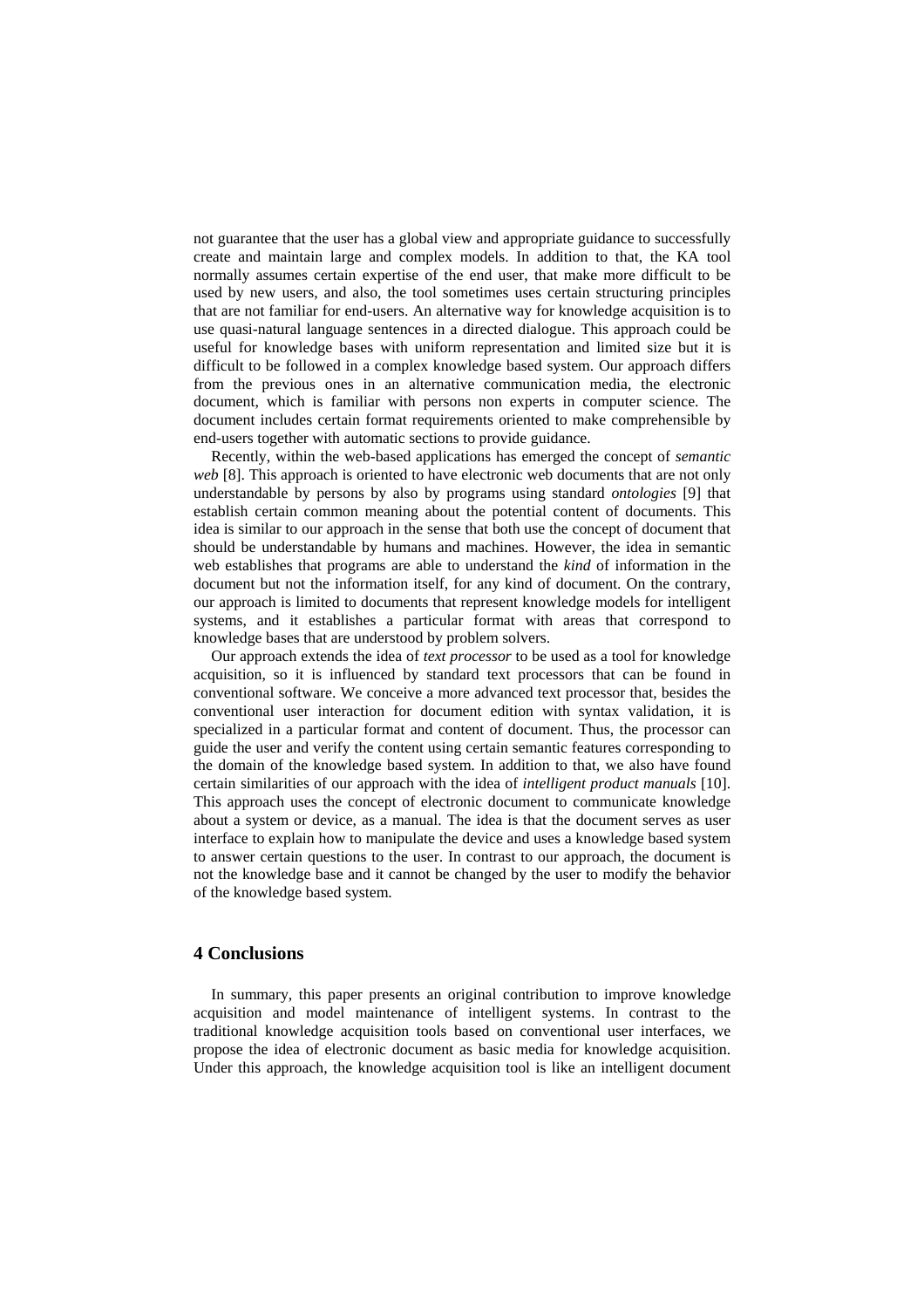not guarantee that the user has a global view and appropriate guidance to successfully create and maintain large and complex models. In addition to that, the KA tool normally assumes certain expertise of the end user, that make more difficult to be used by new users, and also, the tool sometimes uses certain structuring principles that are not familiar for end-users. An alternative way for knowledge acquisition is to use quasi-natural language sentences in a directed dialogue. This approach could be useful for knowledge bases with uniform representation and limited size but it is difficult to be followed in a complex knowledge based system. Our approach differs from the previous ones in an alternative communication media, the electronic document, which is familiar with persons non experts in computer science. The document includes certain format requirements oriented to make comprehensible by end-users together with automatic sections to provide guidance.

Recently, within the web-based applications has emerged the concept of *semantic web* [8]. This approach is oriented to have electronic web documents that are not only understandable by persons by also by programs using standard *ontologies* [9] that establish certain common meaning about the potential content of documents. This idea is similar to our approach in the sense that both use the concept of document that should be understandable by humans and machines. However, the idea in semantic web establishes that programs are able to understand the *kind* of information in the document but not the information itself, for any kind of document. On the contrary, our approach is limited to documents that represent knowledge models for intelligent systems, and it establishes a particular format with areas that correspond to knowledge bases that are understood by problem solvers.

Our approach extends the idea of *text processor* to be used as a tool for knowledge acquisition, so it is influenced by standard text processors that can be found in conventional software. We conceive a more advanced text processor that, besides the conventional user interaction for document edition with syntax validation, it is specialized in a particular format and content of document. Thus, the processor can guide the user and verify the content using certain semantic features corresponding to the domain of the knowledge based system. In addition to that, we also have found certain similarities of our approach with the idea of *intelligent product manuals* [10]. This approach uses the concept of electronic document to communicate knowledge about a system or device, as a manual. The idea is that the document serves as user interface to explain how to manipulate the device and uses a knowledge based system to answer certain questions to the user. In contrast to our approach, the document is not the knowledge base and it cannot be changed by the user to modify the behavior of the knowledge based system.

## 4 Conclusions

In summary, this paper presents an original contribution to improve knowledge acquisition and model maintenance of intelligent systems. In contrast to the traditional knowledge acquisition tools based on conventional user interfaces, we propose the idea of electronic document as basic media for knowledge acquisition. Under this approach, the knowledge acquisition tool is like an intelligent document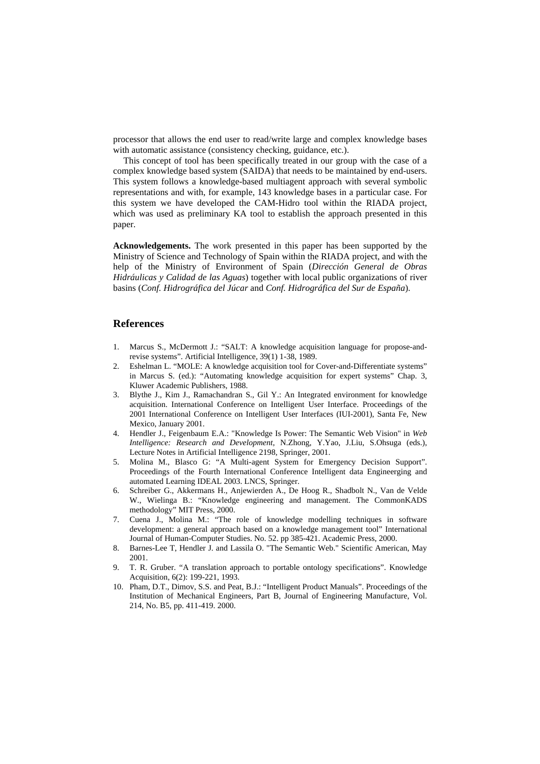processor that allows the end user to read/write large and complex knowledge bases with automatic assistance (consistency checking, guidance, etc.).

This concept of tool has been specifically treated in our group with the case of a complex knowledge based system (SAIDA) that needs to be maintained by end-users. This system follows a knowledge-based multiagent approach with several symbolic representations and with, for example, 143 knowledge bases in a particular case. For this system we have developed the CAM-Hidro tool within the RIADA project, which was used as preliminary KA tool to establish the approach presented in this paper.

**Acknowledgements.** The work presented in this paper has been supported by the Ministry of Science and Technology of Spain within the RIADA project, and with the help of the Ministry of Environment of Spain (*Dirección General de Obras Hidráulicas y Calidad de las Aguas*) together with local public organizations of river basins (*Conf. Hidrográfica del Júcar* and *Conf. Hidrográfica del Sur de España*).

## References

1. Marcus S., McDermott J.: "SALT: A knowledge acquisition language for propose-and-revise systems". Artificial Intelligence, 39(1) 1-38, 1989.
2. Eshelman L. "MOLE: A knowledge acquisition tool for Cover-and-Differentiate systems" in Marcus S. (ed.): "Automating knowledge acquisition for expert systems" Chap. 3, Kluwer Academic Publishers, 1988.
3. Blythe J., Kim J., Ramachandran S., Gil Y.: An Integrated environment for knowledge acquisition. International Conference on Intelligent User Interface. Proceedings of the 2001 International Conference on Intelligent User Interfaces (IUI-2001), Santa Fe, New Mexico, January 2001.
4. Hendler J., Feigenbaum E.A.: "Knowledge Is Power: The Semantic Web Vision" in *Web Intelligence: Research and Development*, N.Zhong, Y.Yao, J.Liu, S.Ohsuga (eds.), Lecture Notes in Artificial Intelligence 2198, Springer, 2001.
5. Molina M., Blasco G: "A Multi-agent System for Emergency Decision Support". Proceedings of the Fourth International Conference Intelligent data Engineerging and automated Learning IDEAL 2003. LNCS, Springer.
6. Schreiber G., Akkermans H., Anjewierden A., De Hoog R., Shadbolt N., Van de Velde W., Wielinga B.: "Knowledge engineering and management. The CommonKADS methodology" MIT Press, 2000.
7. Cuena J., Molina M.: "The role of knowledge modelling techniques in software development: a general approach based on a knowledge management tool" International Journal of Human-Computer Studies. No. 52. pp 385-421. Academic Press, 2000.
8. Barnes-Lee T, Hendler J. and Lassila O. "The Semantic Web." Scientific American, May 2001.
9. T. R. Gruber. "A translation approach to portable ontology specifications". Knowledge Acquisition, 6(2): 199-221, 1993.
10. Pham, D.T., Dimov, S.S. and Peat, B.J.: "Intelligent Product Manuals". Proceedings of the Institution of Mechanical Engineers, Part B, Journal of Engineering Manufacture, Vol. 214, No. B5, pp. 411-419. 2000.